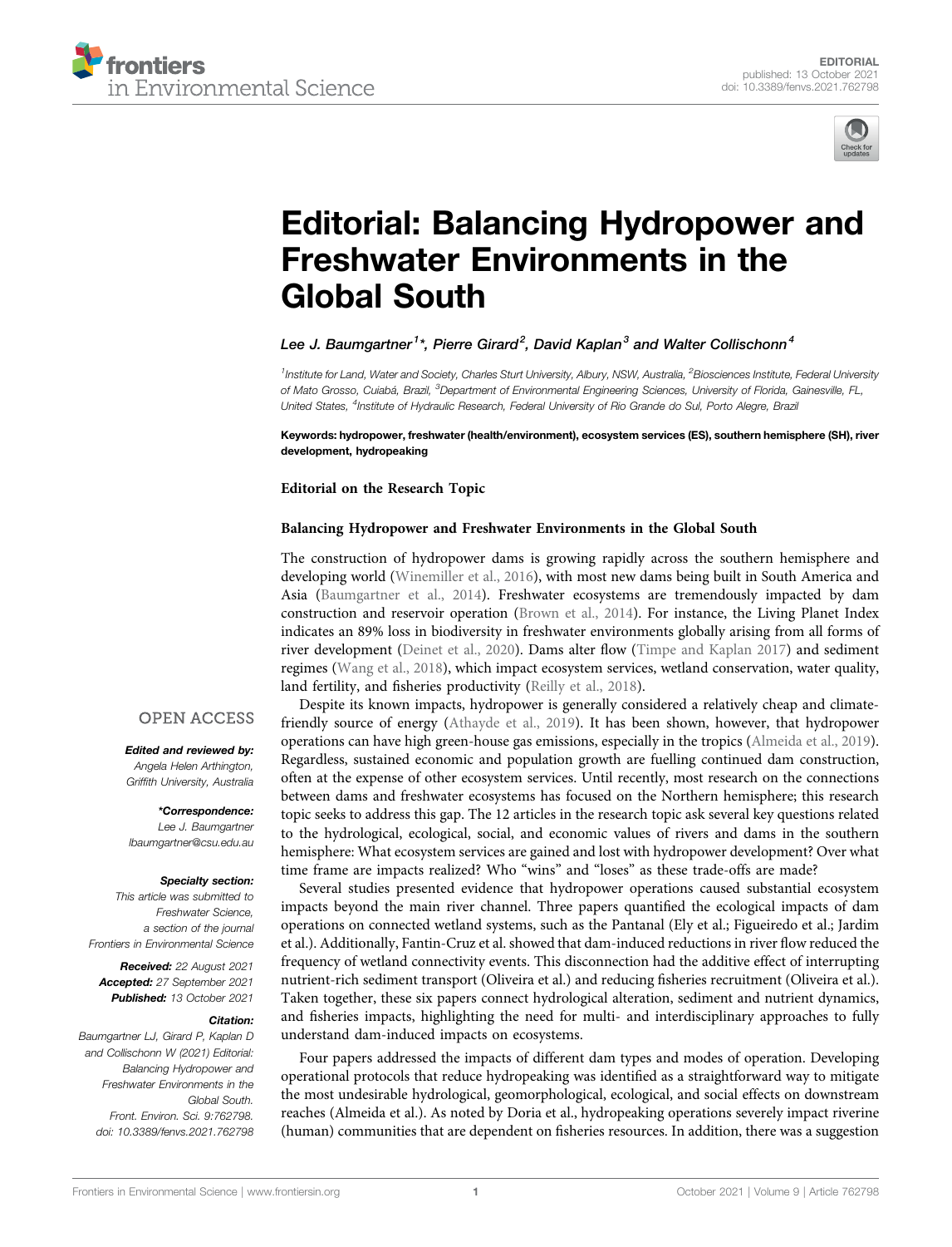EDITORIAL
published: 13 October 2021
doi: 10.3389/fenvs.2021.762798

# Editorial: Balancing Hydropower and Freshwater Environments in the Global South

*Lee J. Baumgartner[1]\*, Pierre Girard[2], David Kaplan[3] and Walter Collischonn[4]*

[1]Institute for Land, Water and Society, Charles Sturt University, Albury, NSW, Australia, [2]Biosciences Institute, Federal University of Mato Grosso, Cuiabá, Brazil, [3]Department of Environmental Engineering Sciences, University of Florida, Gainesville, FL, United States, [4]Institute of Hydraulic Research, Federal University of Rio Grande do Sul, Porto Alegre, Brazil

**Keywords: hydropower, freshwater (health/environment), ecosystem services (ES), southern hemisphere (SH), river development, hydropeaking**

OPEN ACCESS

***Edited and reviewed by:***
*Angela Helen Arthington, Griffith University, Australia*

***\*Correspondence:***
*Lee J. Baumgartner*
*lbaumgartner@csu.edu.au*

***Specialty section:***
*This article was submitted to Freshwater Science, a section of the journal Frontiers in Environmental Science*

***Received:*** *22 August 2021*
***Accepted:*** *27 September 2021*
***Published:*** *13 October 2021*

***Citation:***
*Baumgartner LJ, Girard P, Kaplan D and Collischonn W (2021) Editorial: Balancing Hydropower and Freshwater Environments in the Global South. Front. Environ. Sci. 9:762798. doi: 10.3389/fenvs.2021.762798*

**Editorial on the Research Topic**

**Balancing Hydropower and Freshwater Environments in the Global South**

The construction of hydropower dams is growing rapidly across the southern hemisphere and developing world (Winemiller et al., 2016), with most new dams being built in South America and Asia (Baumgartner et al., 2014). Freshwater ecosystems are tremendously impacted by dam construction and reservoir operation (Brown et al., 2014). For instance, the Living Planet Index indicates an 89% loss in biodiversity in freshwater environments globally arising from all forms of river development (Deinet et al., 2020). Dams alter flow (Timpe and Kaplan 2017) and sediment regimes (Wang et al., 2018), which impact ecosystem services, wetland conservation, water quality, land fertility, and fisheries productivity (Reilly et al., 2018).

Despite its known impacts, hydropower is generally considered a relatively cheap and climate-friendly source of energy (Athayde et al., 2019). It has been shown, however, that hydropower operations can have high green-house gas emissions, especially in the tropics (Almeida et al., 2019). Regardless, sustained economic and population growth are fuelling continued dam construction, often at the expense of other ecosystem services. Until recently, most research on the connections between dams and freshwater ecosystems has focused on the Northern hemisphere; this research topic seeks to address this gap. The 12 articles in the research topic ask several key questions related to the hydrological, ecological, social, and economic values of rivers and dams in the southern hemisphere: What ecosystem services are gained and lost with hydropower development? Over what time frame are impacts realized? Who "wins" and "loses" as these trade-offs are made?

Several studies presented evidence that hydropower operations caused substantial ecosystem impacts beyond the main river channel. Three papers quantified the ecological impacts of dam operations on connected wetland systems, such as the Pantanal (Ely et al.; Figueiredo et al.; Jardim et al.). Additionally, Fantin-Cruz et al. showed that dam-induced reductions in river flow reduced the frequency of wetland connectivity events. This disconnection had the additive effect of interrupting nutrient-rich sediment transport (Oliveira et al.) and reducing fisheries recruitment (Oliveira et al.). Taken together, these six papers connect hydrological alteration, sediment and nutrient dynamics, and fisheries impacts, highlighting the need for multi- and interdisciplinary approaches to fully understand dam-induced impacts on ecosystems.

Four papers addressed the impacts of different dam types and modes of operation. Developing operational protocols that reduce hydropeaking was identified as a straightforward way to mitigate the most undesirable hydrological, geomorphological, ecological, and social effects on downstream reaches (Almeida et al.). As noted by Doria et al., hydropeaking operations severely impact riverine (human) communities that are dependent on fisheries resources. In addition, there was a suggestion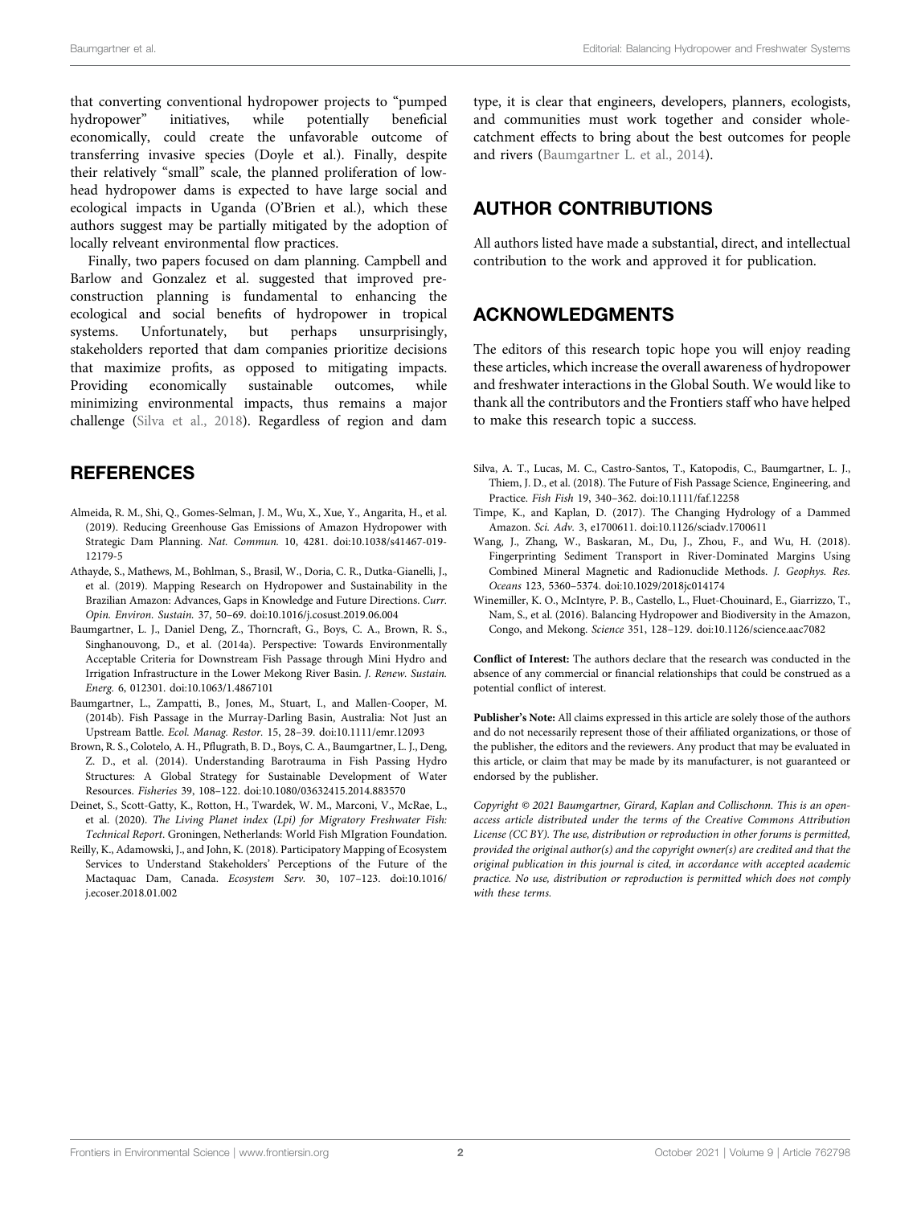that converting conventional hydropower projects to "pumped hydropower" initiatives, while potentially beneficial economically, could create the unfavorable outcome of transferring invasive species (Doyle et al.). Finally, despite their relatively "small" scale, the planned proliferation of low-head hydropower dams is expected to have large social and ecological impacts in Uganda (O'Brien et al.), which these authors suggest may be partially mitigated by the adoption of locally relveant environmental flow practices.

Finally, two papers focused on dam planning. Campbell and Barlow and Gonzalez et al. suggested that improved pre-construction planning is fundamental to enhancing the ecological and social benefits of hydropower in tropical systems. Unfortunately, but perhaps unsurprisingly, stakeholders reported that dam companies prioritize decisions that maximize profits, as opposed to mitigating impacts. Providing economically sustainable outcomes, while minimizing environmental impacts, thus remains a major challenge (Silva et al., 2018). Regardless of region and dam type, it is clear that engineers, developers, planners, ecologists, and communities must work together and consider whole-catchment effects to bring about the best outcomes for people and rivers (Baumgartner L. et al., 2014).

## AUTHOR CONTRIBUTIONS

All authors listed have made a substantial, direct, and intellectual contribution to the work and approved it for publication.

## ACKNOWLEDGMENTS

The editors of this research topic hope you will enjoy reading these articles, which increase the overall awareness of hydropower and freshwater interactions in the Global South. We would like to thank all the contributors and the Frontiers staff who have helped to make this research topic a success.

## REFERENCES

Almeida, R. M., Shi, Q., Gomes-Selman, J. M., Wu, X., Xue, Y., Angarita, H., et al. (2019). Reducing Greenhouse Gas Emissions of Amazon Hydropower with Strategic Dam Planning. *Nat. Commun.* 10, 4281. doi:10.1038/s41467-019-12179-5

Athayde, S., Mathews, M., Bohlman, S., Brasil, W., Doria, C. R., Dutka-Gianelli, J., et al. (2019). Mapping Research on Hydropower and Sustainability in the Brazilian Amazon: Advances, Gaps in Knowledge and Future Directions. *Curr. Opin. Environ. Sustain.* 37, 50–69. doi:10.1016/j.cosust.2019.06.004

Baumgartner, L. J., Daniel Deng, Z., Thorncraft, G., Boys, C. A., Brown, R. S., Singhanouvong, D., et al. (2014a). Perspective: Towards Environmentally Acceptable Criteria for Downstream Fish Passage through Mini Hydro and Irrigation Infrastructure in the Lower Mekong River Basin. *J. Renew. Sustain. Energ.* 6, 012301. doi:10.1063/1.4867101

Baumgartner, L., Zampatti, B., Jones, M., Stuart, I., and Mallen-Cooper, M. (2014b). Fish Passage in the Murray-Darling Basin, Australia: Not Just an Upstream Battle. *Ecol. Manag. Restor.* 15, 28–39. doi:10.1111/emr.12093

Brown, R. S., Colotelo, A. H., Pflugrath, B. D., Boys, C. A., Baumgartner, L. J., Deng, Z. D., et al. (2014). Understanding Barotrauma in Fish Passing Hydro Structures: A Global Strategy for Sustainable Development of Water Resources. *Fisheries* 39, 108–122. doi:10.1080/03632415.2014.883570

Deinet, S., Scott-Gatty, K., Rotton, H., Twardek, W. M., Marconi, V., McRae, L., et al. (2020). *The Living Planet index (Lpi) for Migratory Freshwater Fish: Technical Report*. Groningen, Netherlands: World Fish MIgration Foundation.

Reilly, K., Adamowski, J., and John, K. (2018). Participatory Mapping of Ecosystem Services to Understand Stakeholders' Perceptions of the Future of the Mactaquac Dam, Canada. *Ecosystem Serv.* 30, 107–123. doi:10.1016/j.ecoser.2018.01.002

Silva, A. T., Lucas, M. C., Castro-Santos, T., Katopodis, C., Baumgartner, L. J., Thiem, J. D., et al. (2018). The Future of Fish Passage Science, Engineering, and Practice. *Fish Fish* 19, 340–362. doi:10.1111/faf.12258

Timpe, K., and Kaplan, D. (2017). The Changing Hydrology of a Dammed Amazon. *Sci. Adv.* 3, e1700611. doi:10.1126/sciadv.1700611

Wang, J., Zhang, W., Baskaran, M., Du, J., Zhou, F., and Wu, H. (2018). Fingerprinting Sediment Transport in River-Dominated Margins Using Combined Mineral Magnetic and Radionuclide Methods. *J. Geophys. Res. Oceans* 123, 5360–5374. doi:10.1029/2018jc014174

Winemiller, K. O., McIntyre, P. B., Castello, L., Fluet-Chouinard, E., Giarrizzo, T., Nam, S., et al. (2016). Balancing Hydropower and Biodiversity in the Amazon, Congo, and Mekong. *Science* 351, 128–129. doi:10.1126/science.aac7082

**Conflict of Interest:** The authors declare that the research was conducted in the absence of any commercial or financial relationships that could be construed as a potential conflict of interest.

**Publisher's Note:** All claims expressed in this article are solely those of the authors and do not necessarily represent those of their affiliated organizations, or those of the publisher, the editors and the reviewers. Any product that may be evaluated in this article, or claim that may be made by its manufacturer, is not guaranteed or endorsed by the publisher.

*Copyright © 2021 Baumgartner, Girard, Kaplan and Collischonn. This is an open-access article distributed under the terms of the Creative Commons Attribution License (CC BY). The use, distribution or reproduction in other forums is permitted, provided the original author(s) and the copyright owner(s) are credited and that the original publication in this journal is cited, in accordance with accepted academic practice. No use, distribution or reproduction is permitted which does not comply with these terms.*